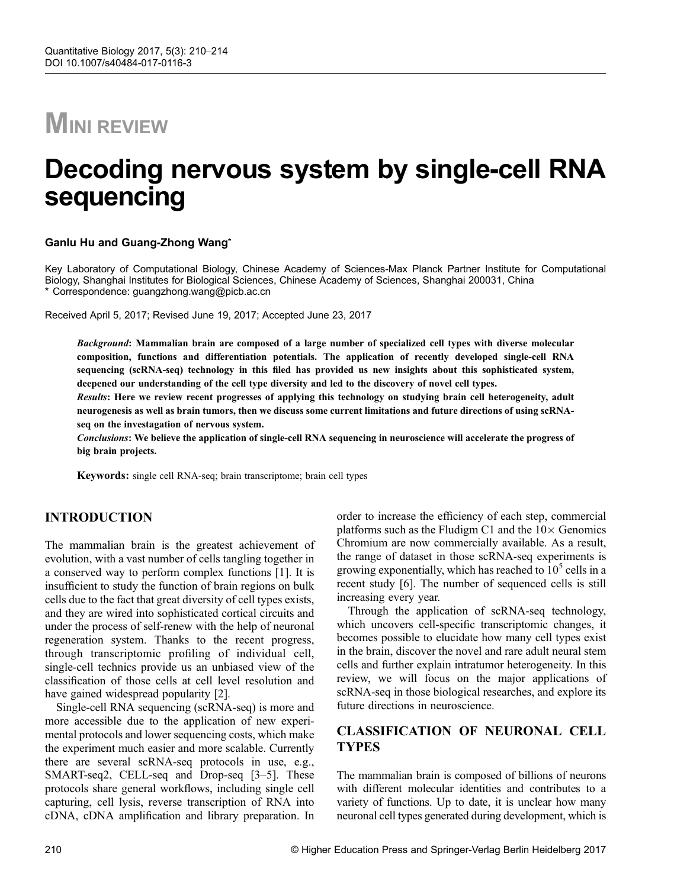# MINI REVIEW

# Decoding nervous system by single-cell RNA sequencing

**Ganlu Hu and Guang-Zhong Wang***

Key Laboratory of Computational Biology, Chinese Academy of Sciences-Max Planck Partner Institute for Computational Biology, Shanghai Institutes for Biological Sciences, Chinese Academy of Sciences, Shanghai 200031, China
* Correspondence: guangzhong.wang@picb.ac.cn

Received April 5, 2017; Revised June 19, 2017; Accepted June 23, 2017

***Background*: Mammalian brain are composed of a large number of specialized cell types with diverse molecular composition, functions and differentiation potentials. The application of recently developed single-cell RNA sequencing (scRNA-seq) technology in this filed has provided us new insights about this sophisticated system, deepened our understanding of the cell type diversity and led to the discovery of novel cell types.**

***Results*: Here we review recent progresses of applying this technology on studying brain cell heterogeneity, adult neurogenesis as well as brain tumors, then we discuss some current limitations and future directions of using scRNA-seq on the investagation of nervous system.**

***Conclusions*: We believe the application of single-cell RNA sequencing in neuroscience will accelerate the progress of big brain projects.**

**Keywords:** single cell RNA-seq; brain transcriptome; brain cell types

## INTRODUCTION

The mammalian brain is the greatest achievement of evolution, with a vast number of cells tangling together in a conserved way to perform complex functions [1]. It is insufficient to study the function of brain regions on bulk cells due to the fact that great diversity of cell types exists, and they are wired into sophisticated cortical circuits and under the process of self-renew with the help of neuronal regeneration system. Thanks to the recent progress, through transcriptomic profiling of individual cell, single-cell technics provide us an unbiased view of the classification of those cells at cell level resolution and have gained widespread popularity [2].

Single-cell RNA sequencing (scRNA-seq) is more and more accessible due to the application of new experimental protocols and lower sequencing costs, which make the experiment much easier and more scalable. Currently there are several scRNA-seq protocols in use, e.g., SMART-seq2, CELL-seq and Drop-seq [3–5]. These protocols share general workflows, including single cell capturing, cell lysis, reverse transcription of RNA into cDNA, cDNA amplification and library preparation. In order to increase the efficiency of each step, commercial platforms such as the Fludigm C1 and the 10× Genomics Chromium are now commercially available. As a result, the range of dataset in those scRNA-seq experiments is growing exponentially, which has reached to $10^5$ cells in a recent study [6]. The number of sequenced cells is still increasing every year.

Through the application of scRNA-seq technology, which uncovers cell-specific transcriptomic changes, it becomes possible to elucidate how many cell types exist in the brain, discover the novel and rare adult neural stem cells and further explain intratumor heterogeneity. In this review, we will focus on the major applications of scRNA-seq in those biological researches, and explore its future directions in neuroscience.

## CLASSIFICATION OF NEURONAL CELL TYPES

The mammalian brain is composed of billions of neurons with different molecular identities and contributes to a variety of functions. Up to date, it is unclear how many neuronal cell types generated during development, which is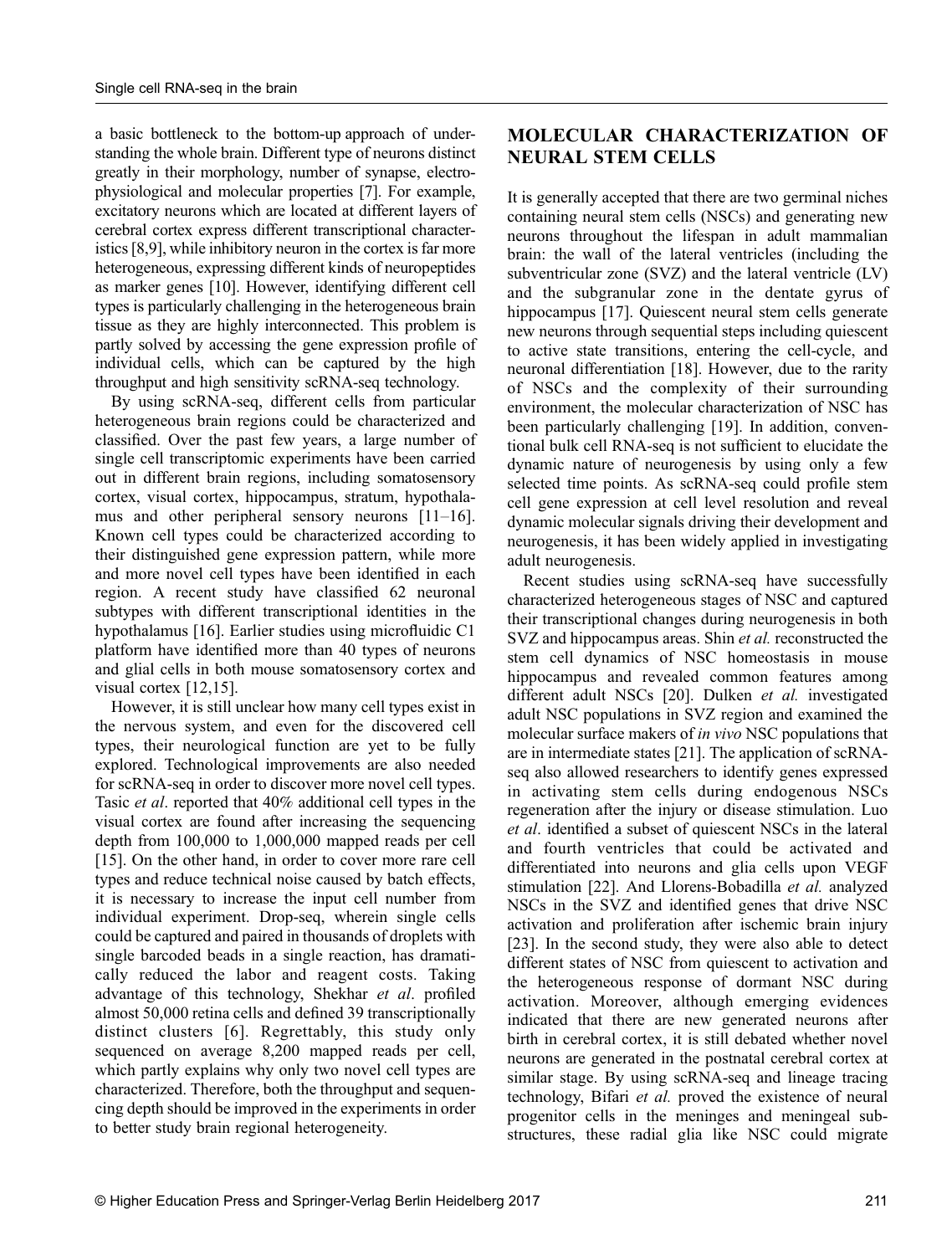a basic bottleneck to the bottom-up approach of understanding the whole brain. Different type of neurons distinct greatly in their morphology, number of synapse, electrophysiological and molecular properties [7]. For example, excitatory neurons which are located at different layers of cerebral cortex express different transcriptional characteristics [8,9], while inhibitory neuron in the cortex is far more heterogeneous, expressing different kinds of neuropeptides as marker genes [10]. However, identifying different cell types is particularly challenging in the heterogeneous brain tissue as they are highly interconnected. This problem is partly solved by accessing the gene expression profile of individual cells, which can be captured by the high throughput and high sensitivity scRNA-seq technology.

By using scRNA-seq, different cells from particular heterogeneous brain regions could be characterized and classified. Over the past few years, a large number of single cell transcriptomic experiments have been carried out in different brain regions, including somatosensory cortex, visual cortex, hippocampus, stratum, hypothalamus and other peripheral sensory neurons [11–16]. Known cell types could be characterized according to their distinguished gene expression pattern, while more and more novel cell types have been identified in each region. A recent study have classified 62 neuronal subtypes with different transcriptional identities in the hypothalamus [16]. Earlier studies using microfluidic C1 platform have identified more than 40 types of neurons and glial cells in both mouse somatosensory cortex and visual cortex [12,15].

However, it is still unclear how many cell types exist in the nervous system, and even for the discovered cell types, their neurological function are yet to be fully explored. Technological improvements are also needed for scRNA-seq in order to discover more novel cell types. Tasic *et al*. reported that 40% additional cell types in the visual cortex are found after increasing the sequencing depth from 100,000 to 1,000,000 mapped reads per cell [15]. On the other hand, in order to cover more rare cell types and reduce technical noise caused by batch effects, it is necessary to increase the input cell number from individual experiment. Drop-seq, wherein single cells could be captured and paired in thousands of droplets with single barcoded beads in a single reaction, has dramatically reduced the labor and reagent costs. Taking advantage of this technology, Shekhar *et al*. profiled almost 50,000 retina cells and defined 39 transcriptionally distinct clusters [6]. Regrettably, this study only sequenced on average 8,200 mapped reads per cell, which partly explains why only two novel cell types are characterized. Therefore, both the throughput and sequencing depth should be improved in the experiments in order to better study brain regional heterogeneity.

## MOLECULAR CHARACTERIZATION OF NEURAL STEM CELLS

It is generally accepted that there are two germinal niches containing neural stem cells (NSCs) and generating new neurons throughout the lifespan in adult mammalian brain: the wall of the lateral ventricles (including the subventricular zone (SVZ) and the lateral ventricle (LV) and the subgranular zone in the dentate gyrus of hippocampus [17]. Quiescent neural stem cells generate new neurons through sequential steps including quiescent to active state transitions, entering the cell-cycle, and neuronal differentiation [18]. However, due to the rarity of NSCs and the complexity of their surrounding environment, the molecular characterization of NSC has been particularly challenging [19]. In addition, conventional bulk cell RNA-seq is not sufficient to elucidate the dynamic nature of neurogenesis by using only a few selected time points. As scRNA-seq could profile stem cell gene expression at cell level resolution and reveal dynamic molecular signals driving their development and neurogenesis, it has been widely applied in investigating adult neurogenesis.

Recent studies using scRNA-seq have successfully characterized heterogeneous stages of NSC and captured their transcriptional changes during neurogenesis in both SVZ and hippocampus areas. Shin *et al.* reconstructed the stem cell dynamics of NSC homeostasis in mouse hippocampus and revealed common features among different adult NSCs [20]. Dulken *et al.* investigated adult NSC populations in SVZ region and examined the molecular surface makers of *in vivo* NSC populations that are in intermediate states [21]. The application of scRNA-seq also allowed researchers to identify genes expressed in activating stem cells during endogenous NSCs regeneration after the injury or disease stimulation. Luo *et al*. identified a subset of quiescent NSCs in the lateral and fourth ventricles that could be activated and differentiated into neurons and glia cells upon VEGF stimulation [22]. And Llorens-Bobadilla *et al.* analyzed NSCs in the SVZ and identified genes that drive NSC activation and proliferation after ischemic brain injury [23]. In the second study, they were also able to detect different states of NSC from quiescent to activation and the heterogeneous response of dormant NSC during activation. Moreover, although emerging evidences indicated that there are new generated neurons after birth in cerebral cortex, it is still debated whether novel neurons are generated in the postnatal cerebral cortex at similar stage. By using scRNA-seq and lineage tracing technology, Bifari *et al.* proved the existence of neural progenitor cells in the meninges and meningeal substructures, these radial glia like NSC could migrate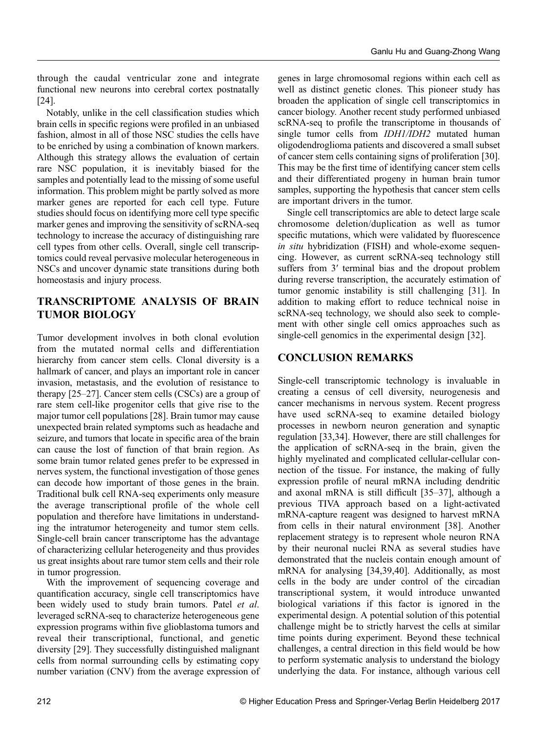through the caudal ventricular zone and integrate functional new neurons into cerebral cortex postnatally [24].

Notably, unlike in the cell classification studies which brain cells in specific regions were profiled in an unbiased fashion, almost in all of those NSC studies the cells have to be enriched by using a combination of known markers. Although this strategy allows the evaluation of certain rare NSC population, it is inevitably biased for the samples and potentially lead to the missing of some useful information. This problem might be partly solved as more marker genes are reported for each cell type. Future studies should focus on identifying more cell type specific marker genes and improving the sensitivity of scRNA-seq technology to increase the accuracy of distinguishing rare cell types from other cells. Overall, single cell transcriptomics could reveal pervasive molecular heterogeneous in NSCs and uncover dynamic state transitions during both homeostasis and injury process.

## TRANSCRIPTOME ANALYSIS OF BRAIN TUMOR BIOLOGY

Tumor development involves in both clonal evolution from the mutated normal cells and differentiation hierarchy from cancer stem cells. Clonal diversity is a hallmark of cancer, and plays an important role in cancer invasion, metastasis, and the evolution of resistance to therapy [25–27]. Cancer stem cells (CSCs) are a group of rare stem cell-like progenitor cells that give rise to the major tumor cell populations [28]. Brain tumor may cause unexpected brain related symptoms such as headache and seizure, and tumors that locate in specific area of the brain can cause the lost of function of that brain region. As some brain tumor related genes prefer to be expressed in nerves system, the functional investigation of those genes can decode how important of those genes in the brain. Traditional bulk cell RNA-seq experiments only measure the average transcriptional profile of the whole cell population and therefore have limitations in understanding the intratumor heterogeneity and tumor stem cells. Single-cell brain cancer transcriptome has the advantage of characterizing cellular heterogeneity and thus provides us great insights about rare tumor stem cells and their role in tumor progression.

With the improvement of sequencing coverage and quantification accuracy, single cell transcriptomics have been widely used to study brain tumors. Patel *et al*. leveraged scRNA-seq to characterize heterogeneous gene expression programs within five glioblastoma tumors and reveal their transcriptional, functional, and genetic diversity [29]. They successfully distinguished malignant cells from normal surrounding cells by estimating copy number variation (CNV) from the average expression of genes in large chromosomal regions within each cell as well as distinct genetic clones. This pioneer study has broaden the application of single cell transcriptomics in cancer biology. Another recent study performed unbiased scRNA-seq to profile the transcriptome in thousands of single tumor cells from *IDH1/IDH2* mutated human oligodendroglioma patients and discovered a small subset of cancer stem cells containing signs of proliferation [30]. This may be the first time of identifying cancer stem cells and their differentiated progeny in human brain tumor samples, supporting the hypothesis that cancer stem cells are important drivers in the tumor.

Single cell transcriptomics are able to detect large scale chromosome deletion/duplication as well as tumor specific mutations, which were validated by fluorescence *in situ* hybridization (FISH) and whole-exome sequencing. However, as current scRNA-seq technology still suffers from 3′ terminal bias and the dropout problem during reverse transcription, the accurately estimation of tumor genomic instability is still challenging [31]. In addition to making effort to reduce technical noise in scRNA-seq technology, we should also seek to complement with other single cell omics approaches such as single-cell genomics in the experimental design [32].

## CONCLUSION REMARKS

Single-cell transcriptomic technology is invaluable in creating a census of cell diversity, neurogenesis and cancer mechanisms in nervous system. Recent progress have used scRNA-seq to examine detailed biology processes in newborn neuron generation and synaptic regulation [33,34]. However, there are still challenges for the application of scRNA-seq in the brain, given the highly myelinated and complicated cellular-cellular connection of the tissue. For instance, the making of fully expression profile of neural mRNA including dendritic and axonal mRNA is still difficult [35–37], although a previous TIVA approach based on a light-activated mRNA-capture reagent was designed to harvest mRNA from cells in their natural environment [38]. Another replacement strategy is to represent whole neuron RNA by their neuronal nuclei RNA as several studies have demonstrated that the nucleis contain enough amount of mRNA for analysing [34,39,40]. Additionally, as most cells in the body are under control of the circadian transcriptional system, it would introduce unwanted biological variations if this factor is ignored in the experimental design. A potential solution of this potential challenge might be to strictly harvest the cells at similar time points during experiment. Beyond these technical challenges, a central direction in this field would be how to perform systematic analysis to understand the biology underlying the data. For instance, although various cell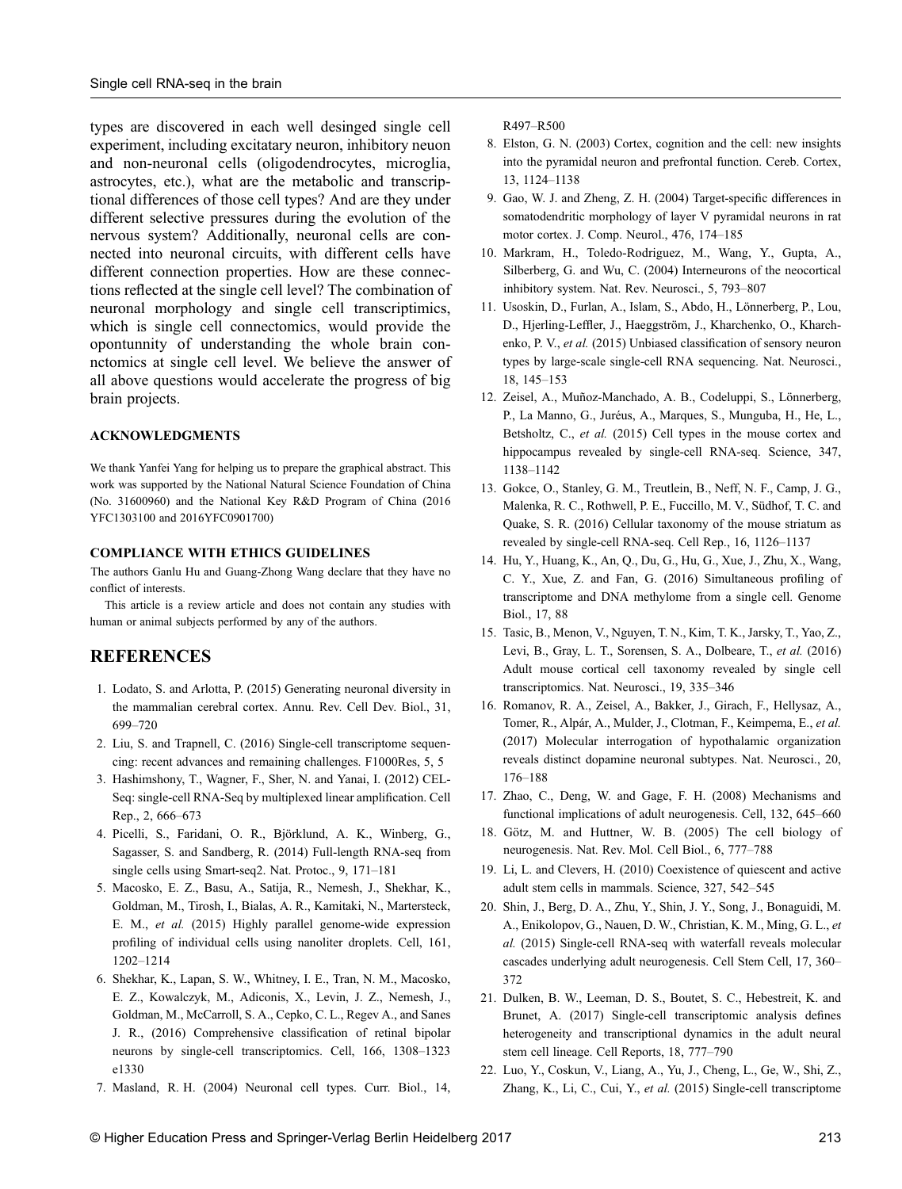types are discovered in each well desinged single cell experiment, including excitatary neuron, inhibitory neuon and non-neuronal cells (oligodendrocytes, microglia, astrocytes, etc.), what are the metabolic and transcriptional differences of those cell types? And are they under different selective pressures during the evolution of the nervous system? Additionally, neuronal cells are connected into neuronal circuits, with different cells have different connection properties. How are these connections reflected at the single cell level? The combination of neuronal morphology and single cell transcriptimics, which is single cell connectomics, would provide the opontunnity of understanding the whole brain connctomics at single cell level. We believe the answer of all above questions would accelerate the progress of big brain projects.

#### ACKNOWLEDGMENTS

We thank Yanfei Yang for helping us to prepare the graphical abstract. This work was supported by the National Natural Science Foundation of China (No. 31600960) and the National Key R&D Program of China (2016 YFC1303100 and 2016YFC0901700)

#### COMPLIANCE WITH ETHICS GUIDELINES

The authors Ganlu Hu and Guang-Zhong Wang declare that they have no conflict of interests.

This article is a review article and does not contain any studies with human or animal subjects performed by any of the authors.

## REFERENCES

1. Lodato, S. and Arlotta, P. (2015) Generating neuronal diversity in the mammalian cerebral cortex. Annu. Rev. Cell Dev. Biol., 31, 699–720
2. Liu, S. and Trapnell, C. (2016) Single-cell transcriptome sequencing: recent advances and remaining challenges. F1000Res, 5, 5
3. Hashimshony, T., Wagner, F., Sher, N. and Yanai, I. (2012) CEL-Seq: single-cell RNA-Seq by multiplexed linear amplification. Cell Rep., 2, 666–673
4. Picelli, S., Faridani, O. R., Björklund, A. K., Winberg, G., Sagasser, S. and Sandberg, R. (2014) Full-length RNA-seq from single cells using Smart-seq2. Nat. Protoc., 9, 171–181
5. Macosko, E. Z., Basu, A., Satija, R., Nemesh, J., Shekhar, K., Goldman, M., Tirosh, I., Bialas, A. R., Kamitaki, N., Martersteck, E. M., *et al.* (2015) Highly parallel genome-wide expression profiling of individual cells using nanoliter droplets. Cell, 161, 1202–1214
6. Shekhar, K., Lapan, S. W., Whitney, I. E., Tran, N. M., Macosko, E. Z., Kowalczyk, M., Adiconis, X., Levin, J. Z., Nemesh, J., Goldman, M., McCarroll, S. A., Cepko, C. L., Regev A., and Sanes J. R., (2016) Comprehensive classification of retinal bipolar neurons by single-cell transcriptomics. Cell, 166, 1308–1323 e1330
7. Masland, R. H. (2004) Neuronal cell types. Curr. Biol., 14, R497–R500
8. Elston, G. N. (2003) Cortex, cognition and the cell: new insights into the pyramidal neuron and prefrontal function. Cereb. Cortex, 13, 1124–1138
9. Gao, W. J. and Zheng, Z. H. (2004) Target-specific differences in somatodendritic morphology of layer V pyramidal neurons in rat motor cortex. J. Comp. Neurol., 476, 174–185
10. Markram, H., Toledo-Rodriguez, M., Wang, Y., Gupta, A., Silberberg, G. and Wu, C. (2004) Interneurons of the neocortical inhibitory system. Nat. Rev. Neurosci., 5, 793–807
11. Usoskin, D., Furlan, A., Islam, S., Abdo, H., Lönnerberg, P., Lou, D., Hjerling-Leffler, J., Haeggström, J., Kharchenko, O., Kharchenko, P. V., *et al.* (2015) Unbiased classification of sensory neuron types by large-scale single-cell RNA sequencing. Nat. Neurosci., 18, 145–153
12. Zeisel, A., Muñoz-Manchado, A. B., Codeluppi, S., Lönnerberg, P., La Manno, G., Juréus, A., Marques, S., Munguba, H., He, L., Betsholtz, C., *et al.* (2015) Cell types in the mouse cortex and hippocampus revealed by single-cell RNA-seq. Science, 347, 1138–1142
13. Gokce, O., Stanley, G. M., Treutlein, B., Neff, N. F., Camp, J. G., Malenka, R. C., Rothwell, P. E., Fuccillo, M. V., Südhof, T. C. and Quake, S. R. (2016) Cellular taxonomy of the mouse striatum as revealed by single-cell RNA-seq. Cell Rep., 16, 1126–1137
14. Hu, Y., Huang, K., An, Q., Du, G., Hu, G., Xue, J., Zhu, X., Wang, C. Y., Xue, Z. and Fan, G. (2016) Simultaneous profiling of transcriptome and DNA methylome from a single cell. Genome Biol., 17, 88
15. Tasic, B., Menon, V., Nguyen, T. N., Kim, T. K., Jarsky, T., Yao, Z., Levi, B., Gray, L. T., Sorensen, S. A., Dolbeare, T., *et al.* (2016) Adult mouse cortical cell taxonomy revealed by single cell transcriptomics. Nat. Neurosci., 19, 335–346
16. Romanov, R. A., Zeisel, A., Bakker, J., Girach, F., Hellysaz, A., Tomer, R., Alpár, A., Mulder, J., Clotman, F., Keimpema, E., *et al.* (2017) Molecular interrogation of hypothalamic organization reveals distinct dopamine neuronal subtypes. Nat. Neurosci., 20, 176–188
17. Zhao, C., Deng, W. and Gage, F. H. (2008) Mechanisms and functional implications of adult neurogenesis. Cell, 132, 645–660
18. Götz, M. and Huttner, W. B. (2005) The cell biology of neurogenesis. Nat. Rev. Mol. Cell Biol., 6, 777–788
19. Li, L. and Clevers, H. (2010) Coexistence of quiescent and active adult stem cells in mammals. Science, 327, 542–545
20. Shin, J., Berg, D. A., Zhu, Y., Shin, J. Y., Song, J., Bonaguidi, M. A., Enikolopov, G., Nauen, D. W., Christian, K. M., Ming, G. L., *et al.* (2015) Single-cell RNA-seq with waterfall reveals molecular cascades underlying adult neurogenesis. Cell Stem Cell, 17, 360–372
21. Dulken, B. W., Leeman, D. S., Boutet, S. C., Hebestreit, K. and Brunet, A. (2017) Single-cell transcriptomic analysis defines heterogeneity and transcriptional dynamics in the adult neural stem cell lineage. Cell Reports, 18, 777–790
22. Luo, Y., Coskun, V., Liang, A., Yu, J., Cheng, L., Ge, W., Shi, Z., Zhang, K., Li, C., Cui, Y., *et al.* (2015) Single-cell transcriptome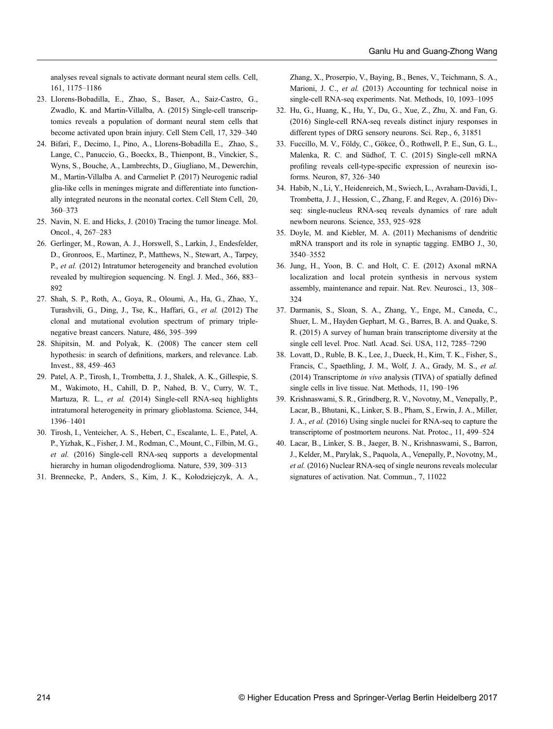analyses reveal signals to activate dormant neural stem cells. Cell, 161, 1175–1186

23. Llorens-Bobadilla, E., Zhao, S., Baser, A., Saiz-Castro, G., Zwadlo, K. and Martin-Villalba, A. (2015) Single-cell transcriptomics reveals a population of dormant neural stem cells that become activated upon brain injury. Cell Stem Cell, 17, 329–340
24. Bifari, F., Decimo, I., Pino, A., Llorens-Bobadilla E., Zhao, S., Lange, C., Panuccio, G., Boeckx, B., Thienpont, B., Vinckier, S., Wyns, S., Bouche, A., Lambrechts, D., Giugliano, M., Dewerchin, M., Martin-Villalba A. and Carmeliet P. (2017) Neurogenic radial glia-like cells in meninges migrate and differentiate into functionally integrated neurons in the neonatal cortex. Cell Stem Cell, 20, 360–373
25. Navin, N. E. and Hicks, J. (2010) Tracing the tumor lineage. Mol. Oncol., 4, 267–283
26. Gerlinger, M., Rowan, A. J., Horswell, S., Larkin, J., Endesfelder, D., Gronroos, E., Martinez, P., Matthews, N., Stewart, A., Tarpey, P., *et al.* (2012) Intratumor heterogeneity and branched evolution revealed by multiregion sequencing. N. Engl. J. Med., 366, 883–892
27. Shah, S. P., Roth, A., Goya, R., Oloumi, A., Ha, G., Zhao, Y., Turashvili, G., Ding, J., Tse, K., Haffari, G., *et al.* (2012) The clonal and mutational evolution spectrum of primary triple-negative breast cancers. Nature, 486, 395–399
28. Shipitsin, M. and Polyak, K. (2008) The cancer stem cell hypothesis: in search of definitions, markers, and relevance. Lab. Invest., 88, 459–463
29. Patel, A. P., Tirosh, I., Trombetta, J. J., Shalek, A. K., Gillespie, S. M., Wakimoto, H., Cahill, D. P., Nahed, B. V., Curry, W. T., Martuza, R. L., *et al.* (2014) Single-cell RNA-seq highlights intratumoral heterogeneity in primary glioblastoma. Science, 344, 1396–1401
30. Tirosh, I., Venteicher, A. S., Hebert, C., Escalante, L. E., Patel, A. P., Yizhak, K., Fisher, J. M., Rodman, C., Mount, C., Filbin, M. G., *et al.* (2016) Single-cell RNA-seq supports a developmental hierarchy in human oligodendroglioma. Nature, 539, 309–313
31. Brennecke, P., Anders, S., Kim, J. K., Kołodziejczyk, A. A., Zhang, X., Proserpio, V., Baying, B., Benes, V., Teichmann, S. A., Marioni, J. C., *et al.* (2013) Accounting for technical noise in single-cell RNA-seq experiments. Nat. Methods, 10, 1093–1095
32. Hu, G., Huang, K., Hu, Y., Du, G., Xue, Z., Zhu, X. and Fan, G. (2016) Single-cell RNA-seq reveals distinct injury responses in different types of DRG sensory neurons. Sci. Rep., 6, 31851
33. Fuccillo, M. V., Földy, C., Gökce, Ö., Rothwell, P. E., Sun, G. L., Malenka, R. C. and Südhof, T. C. (2015) Single-cell mRNA profiling reveals cell-type-specific expression of neurexin isoforms. Neuron, 87, 326–340
34. Habib, N., Li, Y., Heidenreich, M., Swiech, L., Avraham-Davidi, I., Trombetta, J. J., Hession, C., Zhang, F. and Regev, A. (2016) Div-seq: single-nucleus RNA-seq reveals dynamics of rare adult newborn neurons. Science, 353, 925–928
35. Doyle, M. and Kiebler, M. A. (2011) Mechanisms of dendritic mRNA transport and its role in synaptic tagging. EMBO J., 30, 3540–3552
36. Jung, H., Yoon, B. C. and Holt, C. E. (2012) Axonal mRNA localization and local protein synthesis in nervous system assembly, maintenance and repair. Nat. Rev. Neurosci., 13, 308–324
37. Darmanis, S., Sloan, S. A., Zhang, Y., Enge, M., Caneda, C., Shuer, L. M., Hayden Gephart, M. G., Barres, B. A. and Quake, S. R. (2015) A survey of human brain transcriptome diversity at the single cell level. Proc. Natl. Acad. Sci. USA, 112, 7285–7290
38. Lovatt, D., Ruble, B. K., Lee, J., Dueck, H., Kim, T. K., Fisher, S., Francis, C., Spaethling, J. M., Wolf, J. A., Grady, M. S., *et al.* (2014) Transcriptome *in vivo* analysis (TIVA) of spatially defined single cells in live tissue. Nat. Methods, 11, 190–196
39. Krishnaswami, S. R., Grindberg, R. V., Novotny, M., Venepally, P., Lacar, B., Bhutani, K., Linker, S. B., Pham, S., Erwin, J. A., Miller, J. A., *et al.* (2016) Using single nuclei for RNA-seq to capture the transcriptome of postmortem neurons. Nat. Protoc., 11, 499–524
40. Lacar, B., Linker, S. B., Jaeger, B. N., Krishnaswami, S., Barron, J., Kelder, M., Parylak, S., Paquola, A., Venepally, P., Novotny, M., *et al.* (2016) Nuclear RNA-seq of single neurons reveals molecular signatures of activation. Nat. Commun., 7, 11022